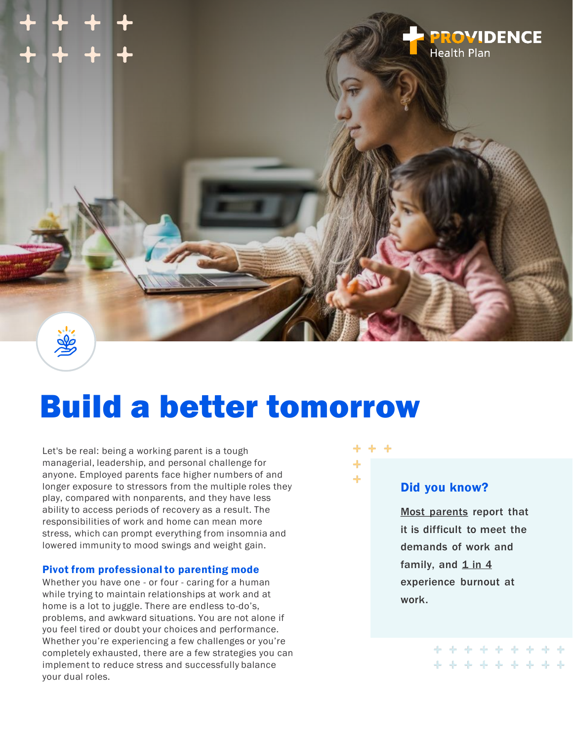Providence Health Plan

# Build a better tomorrow

Let's be real: being a working parent is a tough managerial, leadership, and personal challenge for anyone. Employed parents face higher numbers of and longer exposure to stressors from the multiple roles they play, compared with nonparents, and they have less ability to access periods of recovery as a result. The responsibilities of work and home can mean more stress, which can prompt everything from insomnia and lowered immunity to mood swings and weight gain.

### Pivot from professional to parenting mode

Whether you have one - or four - caring for a human while trying to maintain relationships at work and at home is a lot to juggle. There are endless to-do's, problems, and awkward situations. You are not alone if you feel tired or doubt your choices and performance. Whether you're experiencing a few challenges or you're completely exhausted, there are a few strategies you can implement to reduce stress and successfully balance your dual roles.

### Did you know?

Most parents report that it is difficult to meet the demands of work and family, and 1 in 4 experience burnout at work.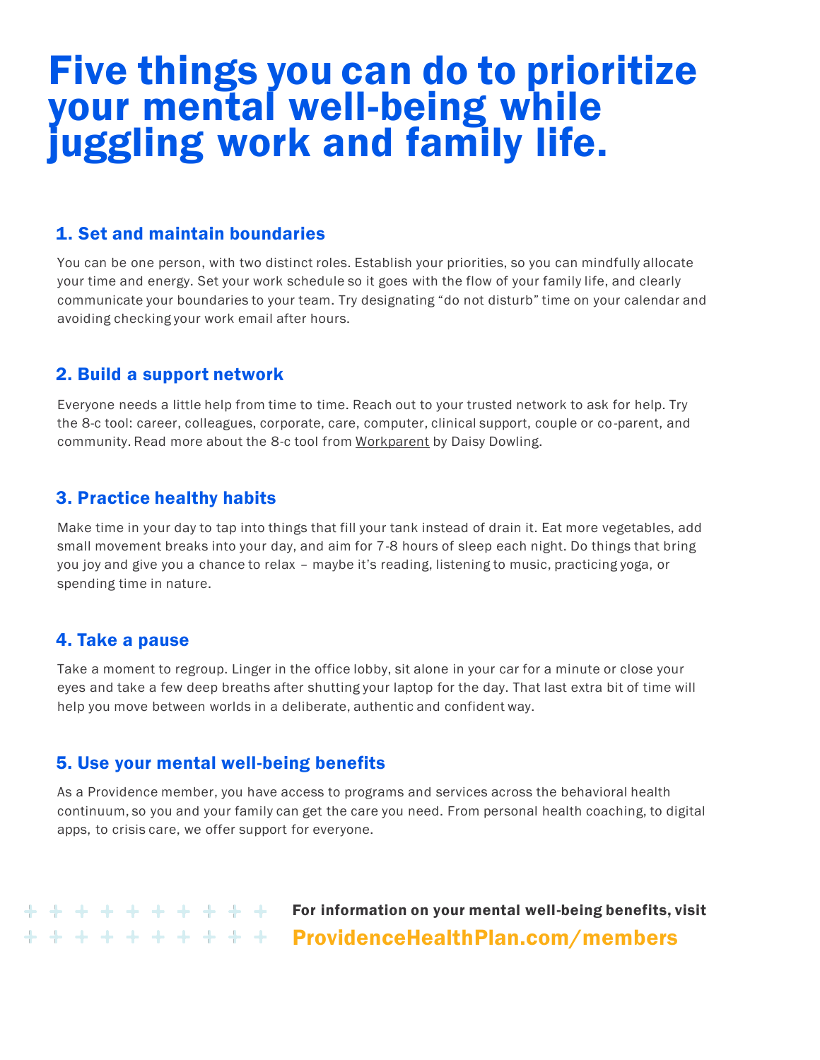# Five things you can do to prioritize your mental well-being while juggling work and family life.

## 1. Set and maintain boundaries

You can be one person, with two distinct roles. Establish your priorities, so you can mindfully allocate your time and energy. Set your work schedule so it goes with the flow of your family life, and clearly communicate your boundaries to your team. Try designating "do not disturb" time on your calendar and avoiding checking your work email after hours.

## 2. Build a support network

Everyone needs a little help from time to time. Reach out to your trusted network to ask for help. Try the 8-c tool: career, colleagues, corporate, care, computer, clinical support, couple or co-parent, and community. Read more about the 8-c tool from Workparent by Daisy Dowling.

## 3. Practice healthy habits

Make time in your day to tap into things that fill your tank instead of drain it. Eat more vegetables, add small movement breaks into your day, and aim for 7-8 hours of sleep each night. Do things that bring you joy and give you a chance to relax – maybe it's reading, listening to music, practicing yoga, or spending time in nature.

## 4. Take a pause

Take a moment to regroup. Linger in the office lobby, sit alone in your car for a minute or close your eyes and take a few deep breaths after shutting your laptop for the day. That last extra bit of time will help you move between worlds in a deliberate, authentic and confident way.

## 5. Use your mental well-being benefits

As a Providence member, you have access to programs and services across the behavioral health continuum, so you and your family can get the care you need. From personal health coaching, to digital apps, to crisis care, we offer support for everyone.

**For information on your mental well-being benefits, visit**

**ProvidenceHealthPlan.com/members**